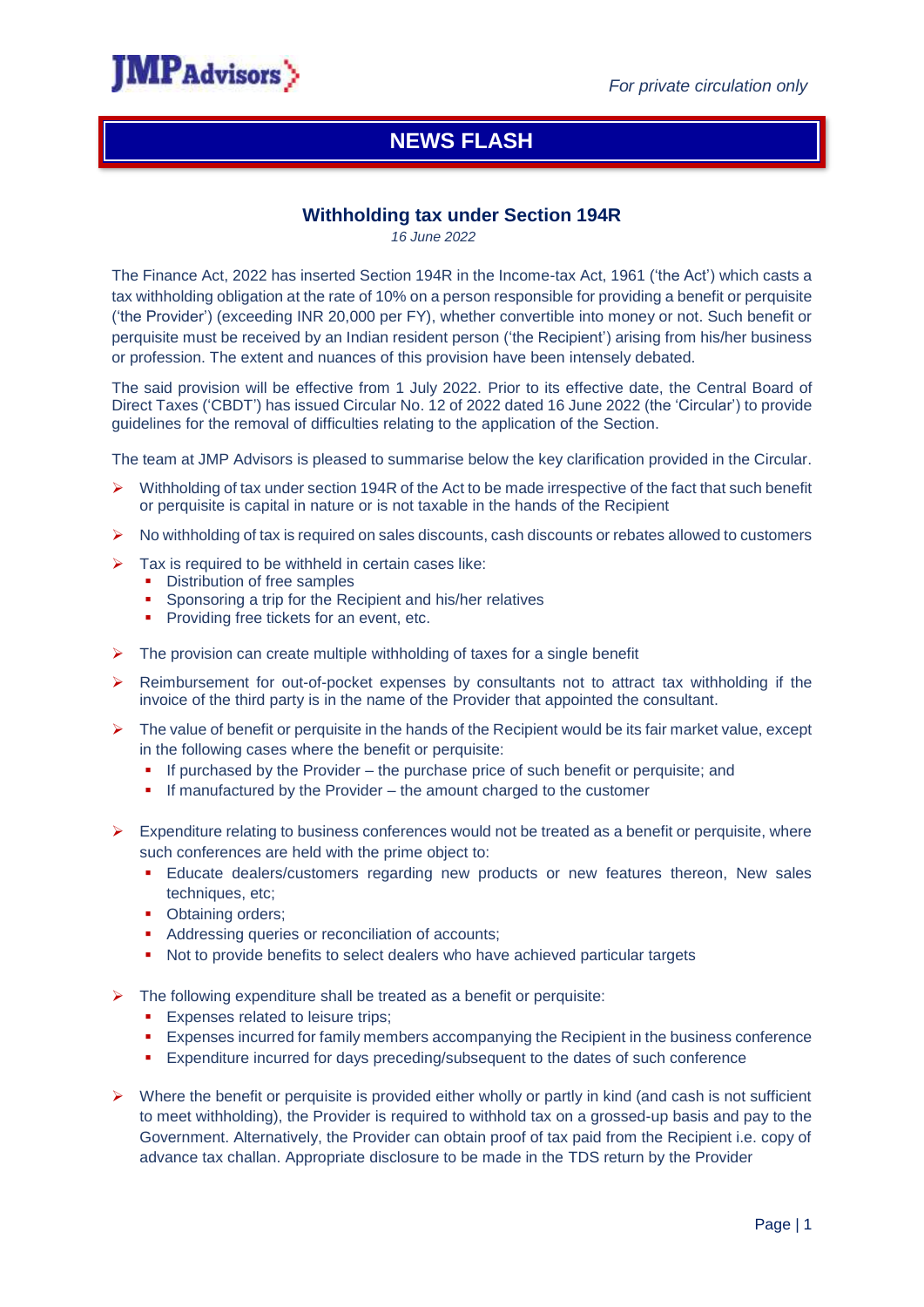*For private circulation only*

# NEWS FLASH

## Withholding tax under Section 194R

*16 June 2022*

The Finance Act, 2022 has inserted Section 194R in the Income-tax Act, 1961 ('the Act') which casts a tax withholding obligation at the rate of 10% on a person responsible for providing a benefit or perquisite ('the Provider') (exceeding INR 20,000 per FY), whether convertible into money or not. Such benefit or perquisite must be received by an Indian resident person ('the Recipient') arising from his/her business or profession. The extent and nuances of this provision have been intensely debated.

The said provision will be effective from 1 July 2022. Prior to its effective date, the Central Board of Direct Taxes ('CBDT') has issued Circular No. 12 of 2022 dated 16 June 2022 (the 'Circular') to provide guidelines for the removal of difficulties relating to the application of the Section.

The team at JMP Advisors is pleased to summarise below the key clarification provided in the Circular.

- Withholding of tax under section 194R of the Act to be made irrespective of the fact that such benefit or perquisite is capital in nature or is not taxable in the hands of the Recipient
- No withholding of tax is required on sales discounts, cash discounts or rebates allowed to customers
- Tax is required to be withheld in certain cases like:
  - Distribution of free samples
  - Sponsoring a trip for the Recipient and his/her relatives
  - Providing free tickets for an event, etc.
- The provision can create multiple withholding of taxes for a single benefit
- Reimbursement for out-of-pocket expenses by consultants not to attract tax withholding if the invoice of the third party is in the name of the Provider that appointed the consultant.
- The value of benefit or perquisite in the hands of the Recipient would be its fair market value, except in the following cases where the benefit or perquisite:
  - If purchased by the Provider – the purchase price of such benefit or perquisite; and
  - If manufactured by the Provider – the amount charged to the customer
- Expenditure relating to business conferences would not be treated as a benefit or perquisite, where such conferences are held with the prime object to:
  - Educate dealers/customers regarding new products or new features thereon, New sales techniques, etc;
  - Obtaining orders;
  - Addressing queries or reconciliation of accounts;
  - Not to provide benefits to select dealers who have achieved particular targets
- The following expenditure shall be treated as a benefit or perquisite:
  - Expenses related to leisure trips;
  - Expenses incurred for family members accompanying the Recipient in the business conference
  - Expenditure incurred for days preceding/subsequent to the dates of such conference
- Where the benefit or perquisite is provided either wholly or partly in kind (and cash is not sufficient to meet withholding), the Provider is required to withhold tax on a grossed-up basis and pay to the Government. Alternatively, the Provider can obtain proof of tax paid from the Recipient i.e. copy of advance tax challan. Appropriate disclosure to be made in the TDS return by the Provider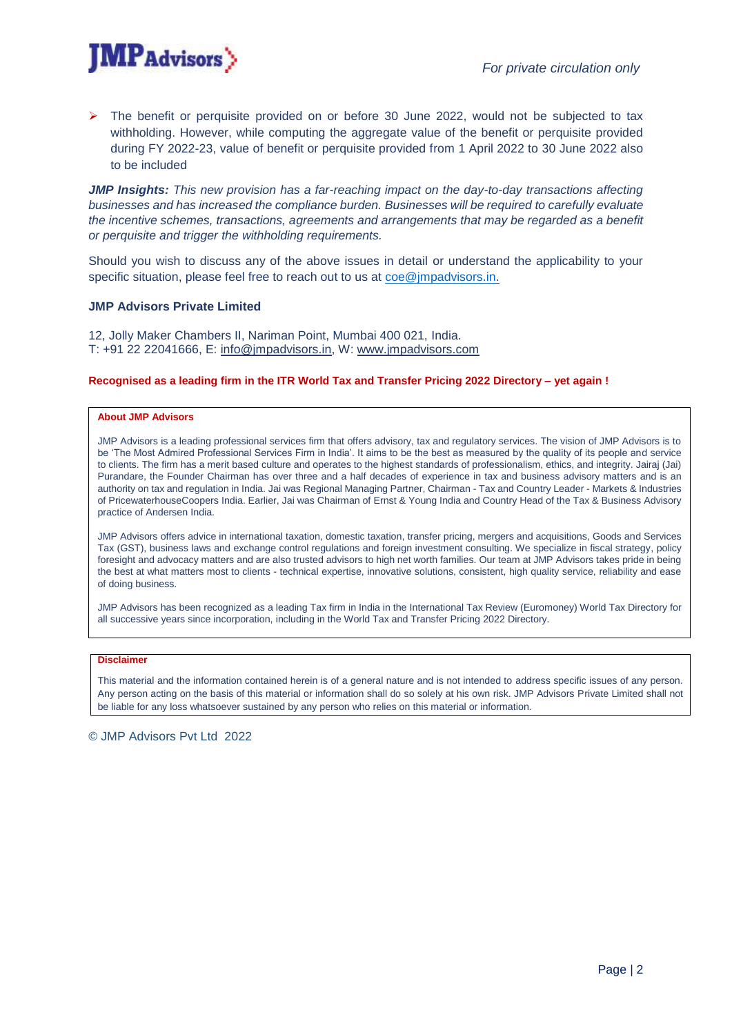- The benefit or perquisite provided on or before 30 June 2022, would not be subjected to tax withholding. However, while computing the aggregate value of the benefit or perquisite provided during FY 2022-23, value of benefit or perquisite provided from 1 April 2022 to 30 June 2022 also to be included

***JMP Insights:*** *This new provision has a far-reaching impact on the day-to-day transactions affecting businesses and has increased the compliance burden. Businesses will be required to carefully evaluate the incentive schemes, transactions, agreements and arrangements that may be regarded as a benefit or perquisite and trigger the withholding requirements.*

Should you wish to discuss any of the above issues in detail or understand the applicability to your specific situation, please feel free to reach out to us at coe@jmpadvisors.in.

**JMP Advisors Private Limited**

12, Jolly Maker Chambers II, Nariman Point, Mumbai 400 021, India.
T: +91 22 22041666, E: info@jmpadvisors.in, W: www.jmpadvisors.com

**Recognised as a leading firm in the ITR World Tax and Transfer Pricing 2022 Directory – yet again !**

**About JMP Advisors**

JMP Advisors is a leading professional services firm that offers advisory, tax and regulatory services. The vision of JMP Advisors is to be 'The Most Admired Professional Services Firm in India'. It aims to be the best as measured by the quality of its people and service to clients. The firm has a merit based culture and operates to the highest standards of professionalism, ethics, and integrity. Jairaj (Jai) Purandare, the Founder Chairman has over three and a half decades of experience in tax and business advisory matters and is an authority on tax and regulation in India. Jai was Regional Managing Partner, Chairman - Tax and Country Leader - Markets & Industries of PricewaterhouseCoopers India. Earlier, Jai was Chairman of Ernst & Young India and Country Head of the Tax & Business Advisory practice of Andersen India.

JMP Advisors offers advice in international taxation, domestic taxation, transfer pricing, mergers and acquisitions, Goods and Services Tax (GST), business laws and exchange control regulations and foreign investment consulting. We specialize in fiscal strategy, policy foresight and advocacy matters and are also trusted advisors to high net worth families. Our team at JMP Advisors takes pride in being the best at what matters most to clients - technical expertise, innovative solutions, consistent, high quality service, reliability and ease of doing business.

JMP Advisors has been recognized as a leading Tax firm in India in the International Tax Review (Euromoney) World Tax Directory for all successive years since incorporation, including in the World Tax and Transfer Pricing 2022 Directory.

**Disclaimer**

This material and the information contained herein is of a general nature and is not intended to address specific issues of any person. Any person acting on the basis of this material or information shall do so solely at his own risk. JMP Advisors Private Limited shall not be liable for any loss whatsoever sustained by any person who relies on this material or information.

© JMP Advisors Pvt Ltd 2022